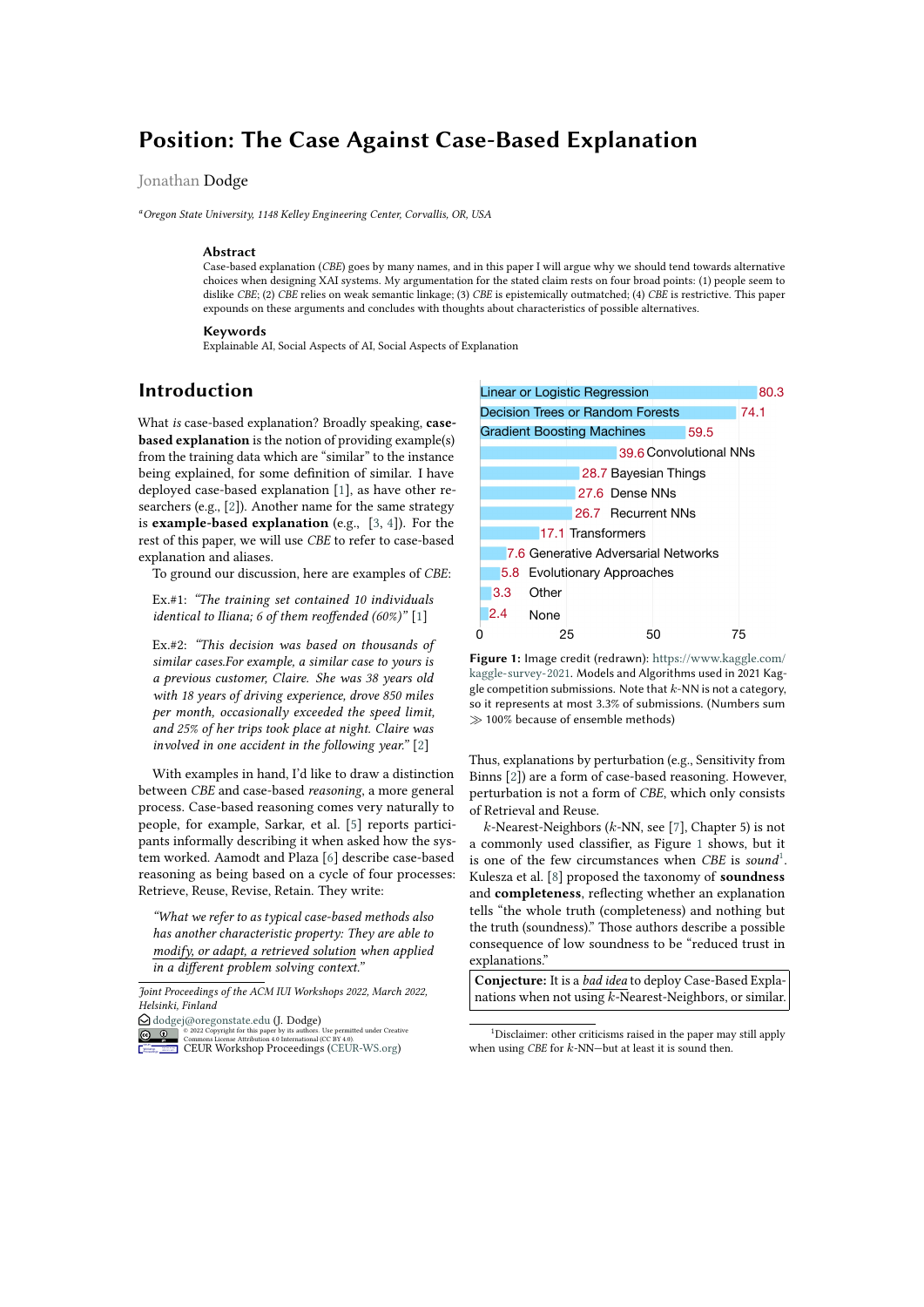# Position: The Case Against Case-Based Explanation

Jonathan Dodge

[a] Oregon State University, 1148 Kelley Engineering Center, Corvallis, OR, USA

### Abstract

Case-based explanation (*CBE*) goes by many names, and in this paper I will argue why we should tend towards alternative choices when designing XAI systems. My argumentation for the stated claim rests on four broad points: (1) people seem to dislike *CBE*; (2) *CBE* relies on weak semantic linkage; (3) *CBE* is epistemically outmatched; (4) *CBE* is restrictive. This paper expounds on these arguments and concludes with thoughts about characteristics of possible alternatives.

### Keywords

Explainable AI, Social Aspects of AI, Social Aspects of Explanation

## Introduction

What *is* case-based explanation? Broadly speaking, **case-based explanation** is the notion of providing example(s) from the training data which are "similar" to the instance being explained, for some definition of similar. I have deployed case-based explanation [1], as have other researchers (e.g., [2]). Another name for the same strategy is **example-based explanation** (e.g., [3, 4]). For the rest of this paper, we will use *CBE* to refer to case-based explanation and aliases.

To ground our discussion, here are examples of *CBE*:

Ex.#1: *"The training set contained 10 individuals identical to Iliana; 6 of them reoffended (60%)"* [1]

Ex.#2: *"This decision was based on thousands of similar cases.For example, a similar case to yours is a previous customer, Claire. She was 38 years old with 18 years of driving experience, drove 850 miles per month, occasionally exceeded the speed limit, and 25% of her trips took place at night. Claire was involved in one accident in the following year."* [2]

With examples in hand, I'd like to draw a distinction between *CBE* and case-based *reasoning*, a more general process. Case-based reasoning comes very naturally to people, for example, Sarkar, et al. [5] reports participants informally describing it when asked how the system worked. Aamodt and Plaza [6] describe case-based reasoning as being based on a cycle of four processes: Retrieve, Reuse, Revise, Retain. They write:

*"What we refer to as typical case-based methods also has another characteristic property: They are able to modify, or adapt, a retrieved solution when applied in a different problem solving context."*

| Model | Percent |
|---|---|
| Linear or Logistic Regression | 80.3 |
| Decision Trees or Random Forests | 74.1 |
| Gradient Boosting Machines | 59.5 |
| Convolutional NNs | 39.6 |
| Bayesian Things | 28.7 |
| Dense NNs | 27.6 |
| Recurrent NNs | 26.7 |
| Transformers | 17.1 |
| Generative Adversarial Networks | 7.6 |
| Evolutionary Approaches | 5.8 |
| Other | 3.3 |
| None | 2.4 |

**Figure 1:** Image credit (redrawn): https://www.kaggle.com/kaggle-survey-2021. Models and Algorithms used in 2021 Kaggle competition submissions. Note that $k$-NN is not a category, so it represents at most 3.3% of submissions. (Numbers sum $\gg$ 100% because of ensemble methods)

Thus, explanations by perturbation (e.g., Sensitivity from Binns [2]) are a form of case-based reasoning. However, perturbation is not a form of *CBE*, which only consists of Retrieval and Reuse.

$k$-Nearest-Neighbors ($k$-NN, see [7], Chapter 5) is not a commonly used classifier, as Figure 1 shows, but it is one of the few circumstances when *CBE* is *sound*[1]. Kulesza et al. [8] proposed the taxonomy of **soundness** and **completeness**, reflecting whether an explanation tells "the whole truth (completeness) and nothing but the truth (soundness)." Those authors describe a possible consequence of low soundness to be "reduced trust in explanations."

**Conjecture:** It is a *bad idea* to deploy Case-Based Explanations when not using $k$-Nearest-Neighbors, or similar.

[1] Disclaimer: other criticisms raised in the paper may still apply when using *CBE* for $k$-NN—but at least it is sound then.

*Joint Proceedings of the ACM IUI Workshops 2022, March 2022, Helsinki, Finland*

dodgej@oregonstate.edu (J. Dodge)

© 2022 Copyright for this paper by its authors. Use permitted under Creative Commons License Attribution 4.0 International (CC BY 4.0).

CEUR Workshop Proceedings (CEUR-WS.org)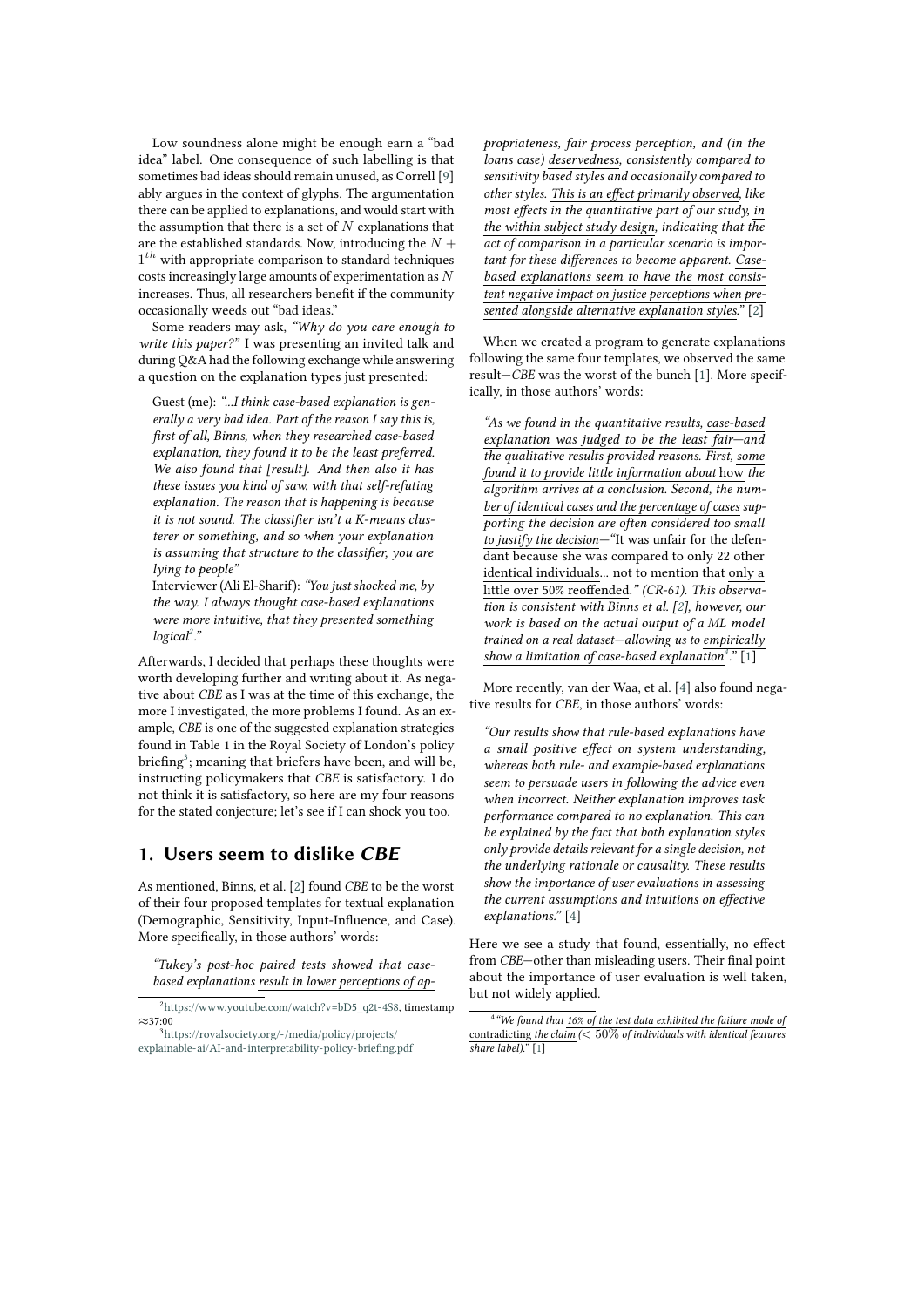Low soundness alone might be enough earn a "bad idea" label. One consequence of such labelling is that sometimes bad ideas should remain unused, as Correll [9] ably argues in the context of glyphs. The argumentation there can be applied to explanations, and would start with the assumption that there is a set of $N$ explanations that are the established standards. Now, introducing the $N + 1^{th}$ with appropriate comparison to standard techniques costs increasingly large amounts of experimentation as $N$ increases. Thus, all researchers benefit if the community occasionally weeds out "bad ideas."

Some readers may ask, *"Why do you care enough to write this paper?"* I was presenting an invited talk and during Q&A had the following exchange while answering a question on the explanation types just presented:

> Guest (me): *"...I think case-based explanation is generally a very bad idea. Part of the reason I say this is, first of all, Binns, when they researched case-based explanation, they found it to be the least preferred. We also found that [result]. And then also it has these issues you kind of saw, with that self-refuting explanation. The reason that is happening is because it is not sound. The classifier isn't a K-means clusterer or something, and so when your explanation is assuming that structure to the classifier, you are lying to people"*
>
> Interviewer (Ali El-Sharif): *"You just shocked me, by the way. I always thought case-based explanations were more intuitive, that they presented something logical[2]."*

Afterwards, I decided that perhaps these thoughts were worth developing further and writing about it. As negative about *CBE* as I was at the time of this exchange, the more I investigated, the more problems I found. As an example, *CBE* is one of the suggested explanation strategies found in Table 1 in the Royal Society of London's policy briefing[3]; meaning that briefers have been, and will be, instructing policymakers that *CBE* is satisfactory. I do not think it is satisfactory, so here are my four reasons for the stated conjecture; let's see if I can shock you too.

## 1. Users seem to dislike *CBE*

As mentioned, Binns, et al. [2] found *CBE* to be the worst of their four proposed templates for textual explanation (Demographic, Sensitivity, Input-Influence, and Case). More specifically, in those authors' words:

> *"Tukey's post-hoc paired tests showed that case-based explanations result in lower perceptions of appropriateness, fair process perception, and (in the loans case) deservedness, consistently compared to sensitivity based styles and occasionally compared to other styles. This is an effect primarily observed, like most effects in the quantitative part of our study, in the within subject study design, indicating that the act of comparison in a particular scenario is important for these differences to become apparent. Case-based explanations seem to have the most consistent negative impact on justice perceptions when presented alongside alternative explanation styles."* [2]

When we created a program to generate explanations following the same four templates, we observed the same result—*CBE* was the worst of the bunch [1]. More specifically, in those authors' words:

> *"As we found in the quantitative results, case-based explanation was judged to be the least fair—and the qualitative results provided reasons. First, some found it to provide little information about* how *the algorithm arrives at a conclusion. Second, the number of identical cases and the percentage of cases supporting the decision are often considered too small to justify the decision—*"It was unfair for the defendant because she was compared to only 22 other identical individuals... not to mention that only a little over 50% reoffended.*" (CR-61). This observation is consistent with Binns et al. [2], however, our work is based on the actual output of a ML model trained on a real dataset—allowing us to empirically show a limitation of case-based explanation[4]."* [1]

More recently, van der Waa, et al. [4] also found negative results for *CBE*, in those authors' words:

> *"Our results show that rule-based explanations have a small positive effect on system understanding, whereas both rule- and example-based explanations seem to persuade users in following the advice even when incorrect. Neither explanation improves task performance compared to no explanation. This can be explained by the fact that both explanation styles only provide details relevant for a single decision, not the underlying rationale or causality. These results show the importance of user evaluations in assessing the current assumptions and intuitions on effective explanations."* [4]

Here we see a study that found, essentially, no effect from *CBE*—other than misleading users. Their final point about the importance of user evaluation is well taken, but not widely applied.

---

[2] https://www.youtube.com/watch?v=bD5_q2t-4S8, timestamp ≈37:00

[3] https://royalsociety.org/-/media/policy/projects/explainable-ai/AI-and-interpretability-policy-briefing.pdf

[4] *"We found that 16% of the test data exhibited the failure mode of* contradicting *the claim* ($< 50\%$ *of individuals with identical features share label)."* [1]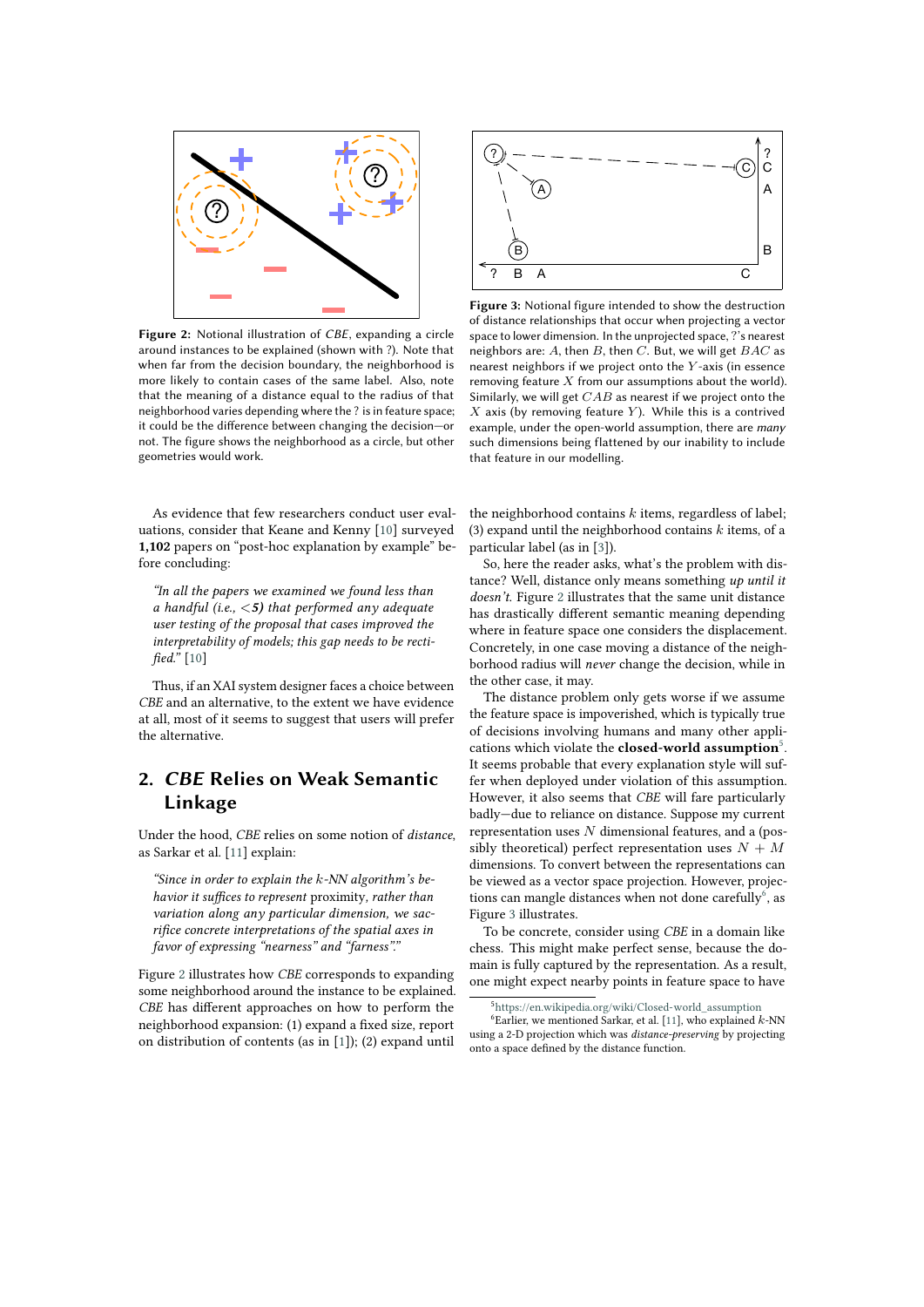Figure 2: Notional illustration of *CBE*, expanding a circle around instances to be explained (shown with ?). Note that when far from the decision boundary, the neighborhood is more likely to contain cases of the same label. Also, note that the meaning of a distance equal to the radius of that neighborhood varies depending where the ? is in feature space; it could be the difference between changing the decision—or not. The figure shows the neighborhood as a circle, but other geometries would work.

Figure 3: Notional figure intended to show the destruction of distance relationships that occur when projecting a vector space to lower dimension. In the unprojected space, ?'s nearest neighbors are: $A$, then $B$, then $C$. But, we will get $BAC$ as nearest neighbors if we project onto the $Y$-axis (in essence removing feature $X$ from our assumptions about the world). Similarly, we will get $CAB$ as nearest if we project onto the $X$ axis (by removing feature $Y$). While this is a contrived example, under the open-world assumption, there are *many* such dimensions being flattened by our inability to include that feature in our modelling.

As evidence that few researchers conduct user evaluations, consider that Keane and Kenny [10] surveyed **1,102** papers on "post-hoc explanation by example" before concluding:

> *"In all the papers we examined we found less than a handful (i.e., <**5**) that performed any adequate user testing of the proposal that cases improved the interpretability of models; this gap needs to be rectified."* [10]

Thus, if an XAI system designer faces a choice between *CBE* and an alternative, to the extent we have evidence at all, most of it seems to suggest that users will prefer the alternative.

## 2. *CBE* Relies on Weak Semantic Linkage

Under the hood, *CBE* relies on some notion of *distance*, as Sarkar et al. [11] explain:

> *"Since in order to explain the $k$-NN algorithm's behavior it suffices to represent* proximity*, rather than variation along any particular dimension, we sacrifice concrete interpretations of the spatial axes in favor of expressing "nearness" and "farness"."*

Figure 2 illustrates how *CBE* corresponds to expanding some neighborhood around the instance to be explained. *CBE* has different approaches on how to perform the neighborhood expansion: (1) expand a fixed size, report on distribution of contents (as in [1]); (2) expand until the neighborhood contains $k$ items, regardless of label; (3) expand until the neighborhood contains $k$ items, of a particular label (as in [3]).

So, here the reader asks, what's the problem with distance? Well, distance only means something *up until it doesn't*. Figure 2 illustrates that the same unit distance has drastically different semantic meaning depending where in feature space one considers the displacement. Concretely, in one case moving a distance of the neighborhood radius will *never* change the decision, while in the other case, it may.

The distance problem only gets worse if we assume the feature space is impoverished, which is typically true of decisions involving humans and many other applications which violate the **closed-world assumption**[5]. It seems probable that every explanation style will suffer when deployed under violation of this assumption. However, it also seems that *CBE* will fare particularly badly—due to reliance on distance. Suppose my current representation uses $N$ dimensional features, and a (possibly theoretical) perfect representation uses $N + M$ dimensions. To convert between the representations can be viewed as a vector space projection. However, projections can mangle distances when not done carefully[6], as Figure 3 illustrates.

To be concrete, consider using *CBE* in a domain like chess. This might make perfect sense, because the domain is fully captured by the representation. As a result, one might expect nearby points in feature space to have

[5] https://en.wikipedia.org/wiki/Closed-world_assumption

[6] Earlier, we mentioned Sarkar, et al. [11], who explained $k$-NN using a 2-D projection which was *distance-preserving* by projecting onto a space defined by the distance function.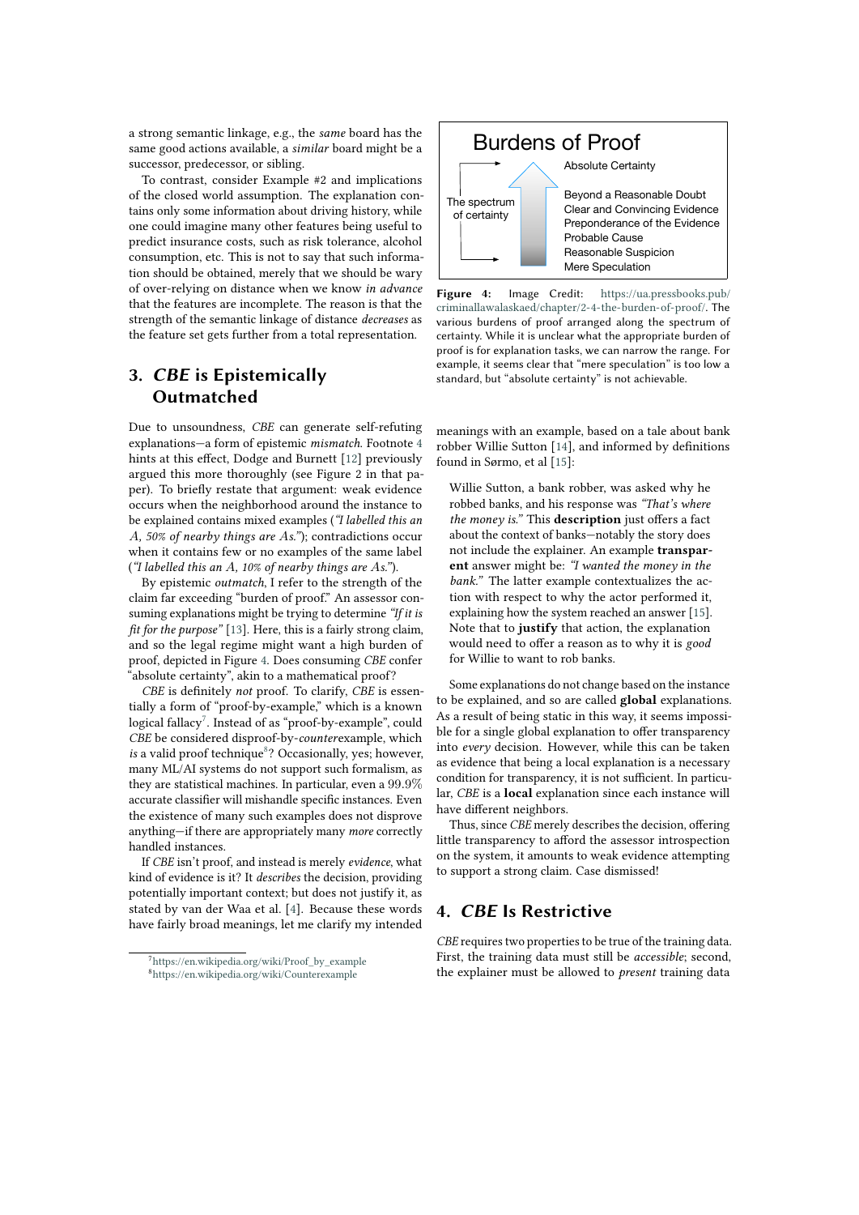a strong semantic linkage, e.g., the *same* board has the same good actions available, a *similar* board might be a successor, predecessor, or sibling.

To contrast, consider Example #2 and implications of the closed world assumption. The explanation contains only some information about driving history, while one could imagine many other features being useful to predict insurance costs, such as risk tolerance, alcohol consumption, etc. This is not to say that such information should be obtained, merely that we should be wary of over-relying on distance when we know *in advance* that the features are incomplete. The reason is that the strength of the semantic linkage of distance *decreases* as the feature set gets further from a total representation.

## 3. *CBE* is Epistemically Outmatched

Due to unsoundness, *CBE* can generate self-refuting explanations—a form of epistemic *mismatch*. Footnote 4 hints at this effect, Dodge and Burnett [12] previously argued this more thoroughly (see Figure 2 in that paper). To briefly restate that argument: weak evidence occurs when the neighborhood around the instance to be explained contains mixed examples (*"I labelled this an $A$, 50% of nearby things are $A$s."*); contradictions occur when it contains few or no examples of the same label (*"I labelled this an $A$, 10% of nearby things are $A$s."*).

By epistemic *outmatch*, I refer to the strength of the claim far exceeding "burden of proof." An assessor consuming explanations might be trying to determine *"If it is fit for the purpose"* [13]. Here, this is a fairly strong claim, and so the legal regime might want a high burden of proof, depicted in Figure 4. Does consuming *CBE* confer "absolute certainty", akin to a mathematical proof?

*CBE* is definitely *not* proof. To clarify, *CBE* is essentially a form of "proof-by-example," which is a known logical fallacy[7]. Instead of as "proof-by-example", could *CBE* be considered disproof-by-*counter*example, which *is* a valid proof technique[8]? Occasionally, yes; however, many ML/AI systems do not support such formalism, as they are statistical machines. In particular, even a 99.9% accurate classifier will mishandle specific instances. Even the existence of many such examples does not disprove anything—if there are appropriately many *more* correctly handled instances.

If *CBE* isn't proof, and instead is merely *evidence*, what kind of evidence is it? It *describes* the decision, providing potentially important context; but does not justify it, as stated by van der Waa et al. [4]. Because these words have fairly broad meanings, let me clarify my intended meanings with an example, based on a tale about bank robber Willie Sutton [14], and informed by definitions found in Sørmo, et al [15]:

> Willie Sutton, a bank robber, was asked why he robbed banks, and his response was *"That's where the money is."* This **description** just offers a fact about the context of banks—notably the story does not include the explainer. An example **transparent** answer might be: *"I wanted the money in the bank."* The latter example contextualizes the action with respect to why the actor performed it, explaining how the system reached an answer [15]. Note that to **justify** that action, the explanation would need to offer a reason as to why it is *good* for Willie to want to rob banks.

Some explanations do not change based on the instance to be explained, and so are called **global** explanations. As a result of being static in this way, it seems impossible for a single global explanation to offer transparency into *every* decision. However, while this can be taken as evidence that being a local explanation is a necessary condition for transparency, it is not sufficient. In particular, *CBE* is a **local** explanation since each instance will have different neighbors.

Thus, since *CBE* merely describes the decision, offering little transparency to afford the assessor introspection on the system, it amounts to weak evidence attempting to support a strong claim. Case dismissed!

**Figure 4:** Image Credit: https://ua.pressbooks.pub/criminallawalaskaed/chapter/2-4-the-burden-of-proof/. The various burdens of proof arranged along the spectrum of certainty. While it is unclear what the appropriate burden of proof is for explanation tasks, we can narrow the range. For example, it seems clear that "mere speculation" is too low a standard, but "absolute certainty" is not achievable.

## 4. *CBE* Is Restrictive

*CBE* requires two properties to be true of the training data. First, the training data must still be *accessible*; second, the explainer must be allowed to *present* training data

[7] https://en.wikipedia.org/wiki/Proof_by_example

[8] https://en.wikipedia.org/wiki/Counterexample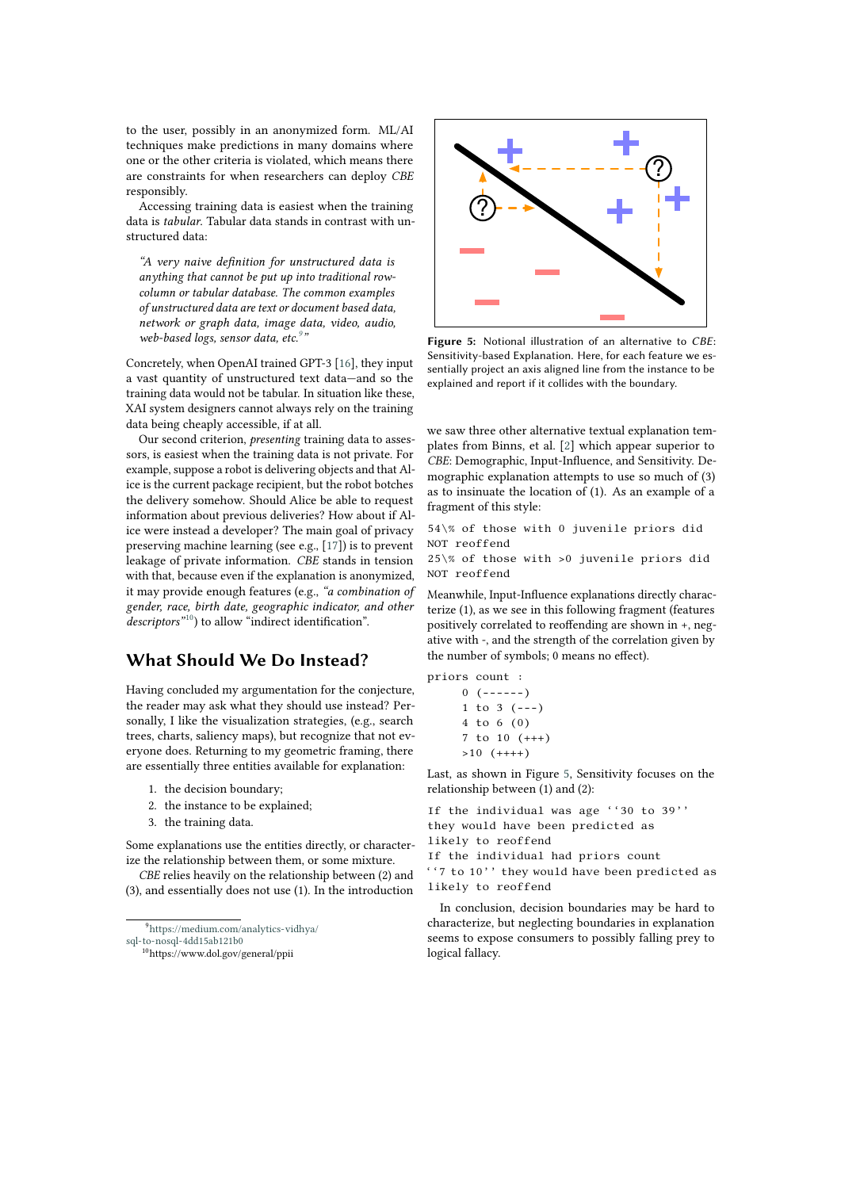to the user, possibly in an anonymized form. ML/AI techniques make predictions in many domains where one or the other criteria is violated, which means there are constraints for when researchers can deploy *CBE* responsibly.

Accessing training data is easiest when the training data is *tabular*. Tabular data stands in contrast with unstructured data:

> *"A very naive definition for unstructured data is anything that cannot be put up into traditional row-column or tabular database. The common examples of unstructured data are text or document based data, network or graph data, image data, video, audio, web-based logs, sensor data, etc.*[9]*"*

Concretely, when OpenAI trained GPT-3 [16], they input a vast quantity of unstructured text data—and so the training data would not be tabular. In situation like these, XAI system designers cannot always rely on the training data being cheaply accessible, if at all.

Our second criterion, *presenting* training data to assessors, is easiest when the training data is not private. For example, suppose a robot is delivering objects and that Alice is the current package recipient, but the robot botches the delivery somehow. Should Alice be able to request information about previous deliveries? How about if Alice were instead a developer? The main goal of privacy preserving machine learning (see e.g., [17]) is to prevent leakage of private information. *CBE* stands in tension with that, because even if the explanation is anonymized, it may provide enough features (e.g., *"a combination of gender, race, birth date, geographic indicator, and other descriptors"*[10]) to allow "indirect identification".

## What Should We Do Instead?

Having concluded my argumentation for the conjecture, the reader may ask what they should use instead? Personally, I like the visualization strategies, (e.g., search trees, charts, saliency maps), but recognize that not everyone does. Returning to my geometric framing, there are essentially three entities available for explanation:

1. the decision boundary;
2. the instance to be explained;
3. the training data.

Some explanations use the entities directly, or characterize the relationship between them, or some mixture.

*CBE* relies heavily on the relationship between (2) and (3), and essentially does not use (1). In the introduction

[9] https://medium.com/analytics-vidhya/sql-to-nosql-4dd15ab121b0

[10] https://www.dol.gov/general/ppii

**Figure 5:** Notional illustration of an alternative to *CBE*: Sensitivity-based Explanation. Here, for each feature we essentially project an axis aligned line from the instance to be explained and report if it collides with the boundary.

we saw three other alternative textual explanation templates from Binns, et al. [2] which appear superior to *CBE*: Demographic, Input-Influence, and Sensitivity. Demographic explanation attempts to use so much of (3) as to insinuate the location of (1). As an example of a fragment of this style:

```
54\% of those with 0 juvenile priors did
NOT reoffend
25\% of those with >0 juvenile priors did
NOT reoffend
```

Meanwhile, Input-Influence explanations directly characterize (1), as we see in this following fragment (features positively correlated to reoffending are shown in +, negative with -, and the strength of the correlation given by the number of symbols; 0 means no effect).

```
priors count :
     0 (------)
     1 to 3 (---)
     4 to 6 (0)
     7 to 10 (+++)
     >10 (++++)
```

Last, as shown in Figure 5, Sensitivity focuses on the relationship between (1) and (2):

```
If the individual was age ``30 to 39''
they would have been predicted as
likely to reoffend
If the individual had priors count
``7 to 10'' they would have been predicted as
likely to reoffend
```

In conclusion, decision boundaries may be hard to characterize, but neglecting boundaries in explanation seems to expose consumers to possibly falling prey to logical fallacy.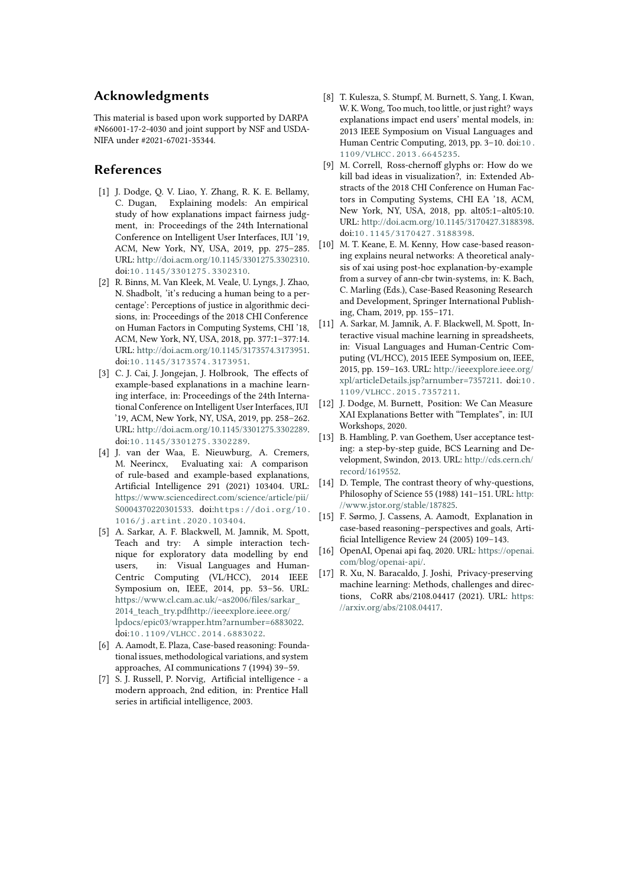## Acknowledgments

This material is based upon work supported by DARPA #N66001-17-2-4030 and joint support by NSF and USDA-NIFA under #2021-67021-35344.

## References

[1] J. Dodge, Q. V. Liao, Y. Zhang, R. K. E. Bellamy, C. Dugan, Explaining models: An empirical study of how explanations impact fairness judgment, in: Proceedings of the 24th International Conference on Intelligent User Interfaces, IUI '19, ACM, New York, NY, USA, 2019, pp. 275–285. URL: http://doi.acm.org/10.1145/3301275.3302310. doi:10.1145/3301275.3302310.

[2] R. Binns, M. Van Kleek, M. Veale, U. Lyngs, J. Zhao, N. Shadbolt, 'it's reducing a human being to a percentage': Perceptions of justice in algorithmic decisions, in: Proceedings of the 2018 CHI Conference on Human Factors in Computing Systems, CHI '18, ACM, New York, NY, USA, 2018, pp. 377:1–377:14. URL: http://doi.acm.org/10.1145/3173574.3173951. doi:10.1145/3173574.3173951.

[3] C. J. Cai, J. Jongejan, J. Holbrook, The effects of example-based explanations in a machine learning interface, in: Proceedings of the 24th International Conference on Intelligent User Interfaces, IUI '19, ACM, New York, NY, USA, 2019, pp. 258–262. URL: http://doi.acm.org/10.1145/3301275.3302289. doi:10.1145/3301275.3302289.

[4] J. van der Waa, E. Nieuwburg, A. Cremers, M. Neerincx, Evaluating xai: A comparison of rule-based and example-based explanations, Artificial Intelligence 291 (2021) 103404. URL: https://www.sciencedirect.com/science/article/pii/S0004370220301533. doi:https://doi.org/10.1016/j.artint.2020.103404.

[5] A. Sarkar, A. F. Blackwell, M. Jamnik, M. Spott, Teach and try: A simple interaction technique for exploratory data modelling by end users, in: Visual Languages and Human-Centric Computing (VL/HCC), 2014 IEEE Symposium on, IEEE, 2014, pp. 53–56. URL: https://www.cl.cam.ac.uk/~as2006/files/sarkar_2014_teach_try.pdfhttp://ieeexplore.ieee.org/lpdocs/epic03/wrapper.htm?arnumber=6883022. doi:10.1109/VLHCC.2014.6883022.

[6] A. Aamodt, E. Plaza, Case-based reasoning: Foundational issues, methodological variations, and system approaches, AI communications 7 (1994) 39–59.

[7] S. J. Russell, P. Norvig, Artificial intelligence - a modern approach, 2nd edition, in: Prentice Hall series in artificial intelligence, 2003.

[8] T. Kulesza, S. Stumpf, M. Burnett, S. Yang, I. Kwan, W. K. Wong, Too much, too little, or just right? ways explanations impact end users' mental models, in: 2013 IEEE Symposium on Visual Languages and Human Centric Computing, 2013, pp. 3–10. doi:10.1109/VLHCC.2013.6645235.

[9] M. Correll, Ross-chernoff glyphs or: How do we kill bad ideas in visualization?, in: Extended Abstracts of the 2018 CHI Conference on Human Factors in Computing Systems, CHI EA '18, ACM, New York, NY, USA, 2018, pp. alt05:1–alt05:10. URL: http://doi.acm.org/10.1145/3170427.3188398. doi:10.1145/3170427.3188398.

[10] M. T. Keane, E. M. Kenny, How case-based reasoning explains neural networks: A theoretical analysis of xai using post-hoc explanation-by-example from a survey of ann-cbr twin-systems, in: K. Bach, C. Marling (Eds.), Case-Based Reasoning Research and Development, Springer International Publishing, Cham, 2019, pp. 155–171.

[11] A. Sarkar, M. Jamnik, A. F. Blackwell, M. Spott, Interactive visual machine learning in spreadsheets, in: Visual Languages and Human-Centric Computing (VL/HCC), 2015 IEEE Symposium on, IEEE, 2015, pp. 159–163. URL: http://ieeexplore.ieee.org/xpl/articleDetails.jsp?arnumber=7357211. doi:10.1109/VLHCC.2015.7357211.

[12] J. Dodge, M. Burnett, Position: We Can Measure XAI Explanations Better with "Templates", in: IUI Workshops, 2020.

[13] B. Hambling, P. van Goethem, User acceptance testing: a step-by-step guide, BCS Learning and Development, Swindon, 2013. URL: http://cds.cern.ch/record/1619552.

[14] D. Temple, The contrast theory of why-questions, Philosophy of Science 55 (1988) 141–151. URL: http://www.jstor.org/stable/187825.

[15] F. Sørmo, J. Cassens, A. Aamodt, Explanation in case-based reasoning–perspectives and goals, Artificial Intelligence Review 24 (2005) 109–143.

[16] OpenAI, Openai api faq, 2020. URL: https://openai.com/blog/openai-api/.

[17] R. Xu, N. Baracaldo, J. Joshi, Privacy-preserving machine learning: Methods, challenges and directions, CoRR abs/2108.04417 (2021). URL: https://arxiv.org/abs/2108.04417.